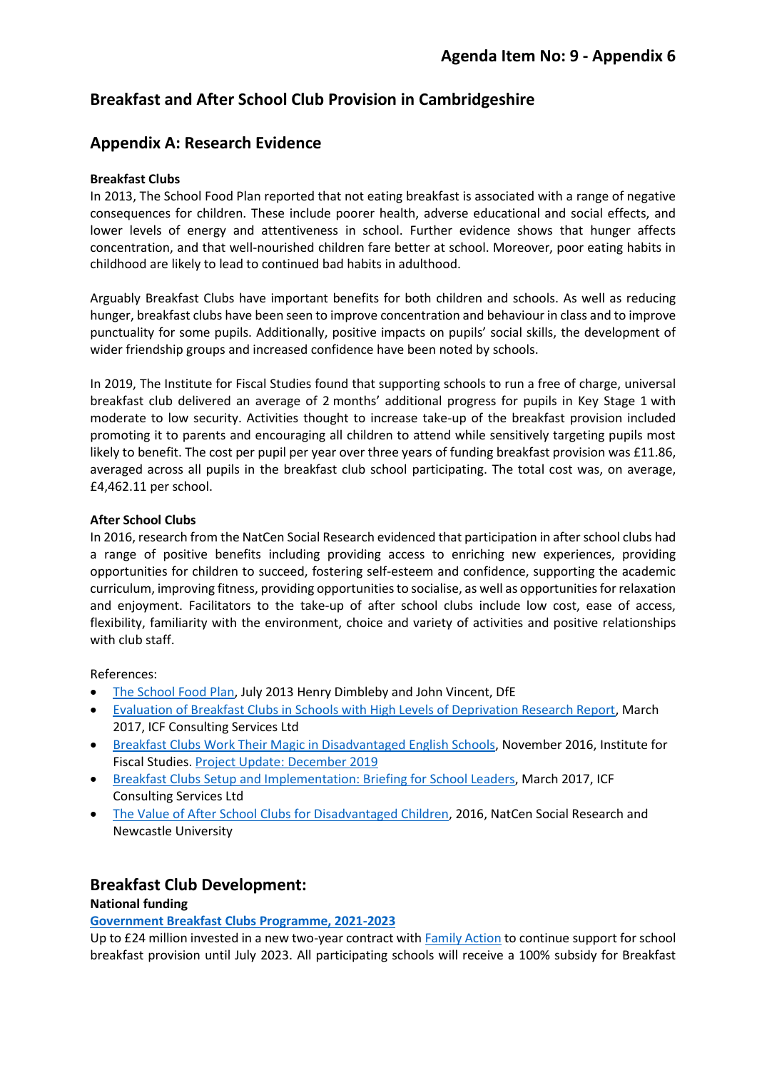**Agenda Item No: 9 - Appendix 6**

## Breakfast and After School Club Provision in Cambridgeshire

## Appendix A: Research Evidence

**Breakfast Clubs**

In 2013, The School Food Plan reported that not eating breakfast is associated with a range of negative consequences for children. These include poorer health, adverse educational and social effects, and lower levels of energy and attentiveness in school. Further evidence shows that hunger affects concentration, and that well-nourished children fare better at school. Moreover, poor eating habits in childhood are likely to lead to continued bad habits in adulthood.

Arguably Breakfast Clubs have important benefits for both children and schools. As well as reducing hunger, breakfast clubs have been seen to improve concentration and behaviour in class and to improve punctuality for some pupils. Additionally, positive impacts on pupils' social skills, the development of wider friendship groups and increased confidence have been noted by schools.

In 2019, The Institute for Fiscal Studies found that supporting schools to run a free of charge, universal breakfast club delivered an average of 2 months' additional progress for pupils in Key Stage 1 with moderate to low security. Activities thought to increase take-up of the breakfast provision included promoting it to parents and encouraging all children to attend while sensitively targeting pupils most likely to benefit. The cost per pupil per year over three years of funding breakfast provision was £11.86, averaged across all pupils in the breakfast club school participating. The total cost was, on average, £4,462.11 per school.

**After School Clubs**

In 2016, research from the NatCen Social Research evidenced that participation in after school clubs had a range of positive benefits including providing access to enriching new experiences, providing opportunities for children to succeed, fostering self-esteem and confidence, supporting the academic curriculum, improving fitness, providing opportunities to socialise, as well as opportunities for relaxation and enjoyment. Facilitators to the take-up of after school clubs include low cost, ease of access, flexibility, familiarity with the environment, choice and variety of activities and positive relationships with club staff.

References:

- The School Food Plan, July 2013 Henry Dimbleby and John Vincent, DfE
- Evaluation of Breakfast Clubs in Schools with High Levels of Deprivation Research Report, March 2017, ICF Consulting Services Ltd
- Breakfast Clubs Work Their Magic in Disadvantaged English Schools, November 2016, Institute for Fiscal Studies. Project Update: December 2019
- Breakfast Clubs Setup and Implementation: Briefing for School Leaders, March 2017, ICF Consulting Services Ltd
- The Value of After School Clubs for Disadvantaged Children, 2016, NatCen Social Research and Newcastle University

## Breakfast Club Development:

**National funding**

**Government Breakfast Clubs Programme, 2021-2023**

Up to £24 million invested in a new two-year contract with Family Action to continue support for school breakfast provision until July 2023. All participating schools will receive a 100% subsidy for Breakfast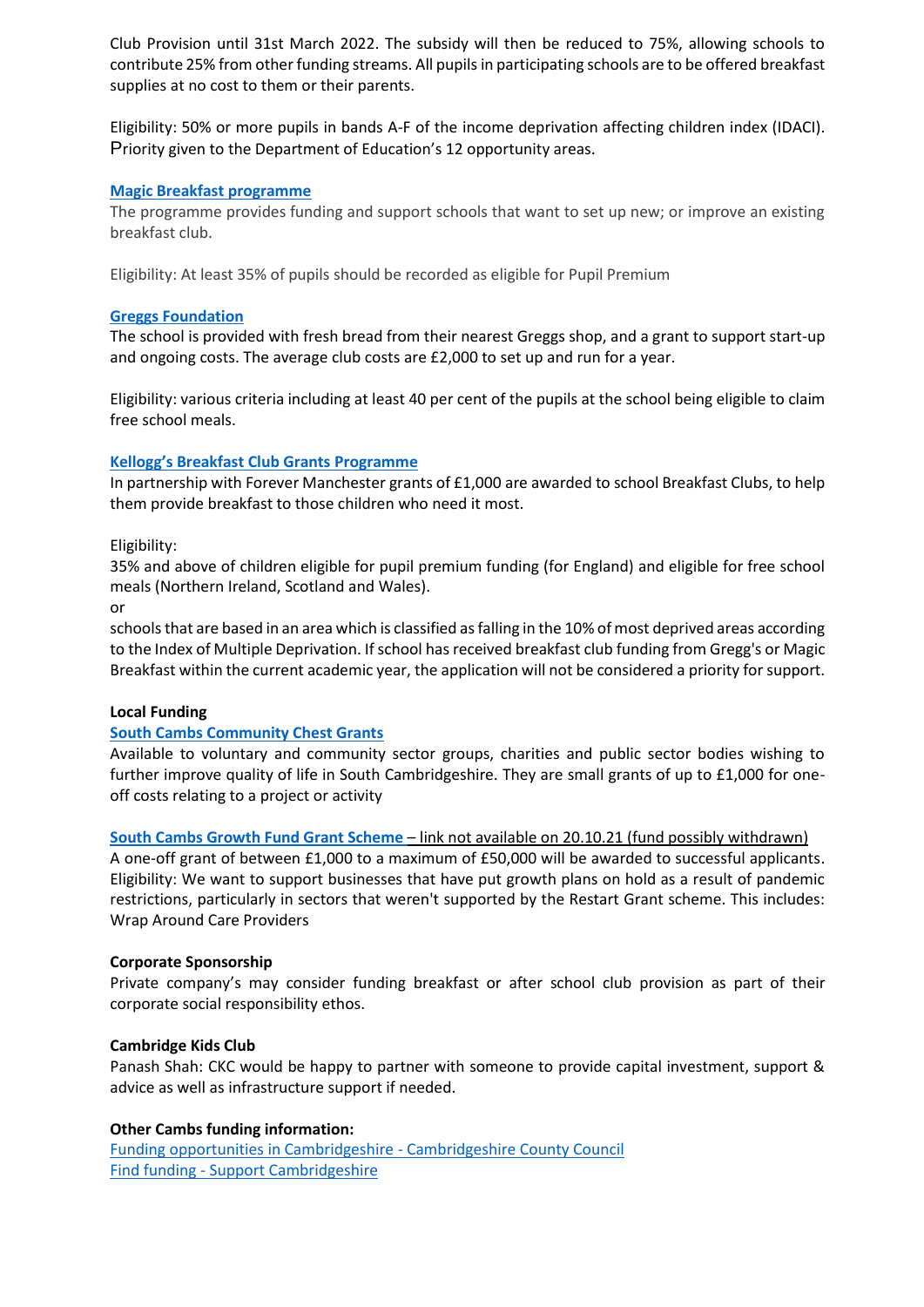Club Provision until 31st March 2022. The subsidy will then be reduced to 75%, allowing schools to contribute 25% from other funding streams. All pupils in participating schools are to be offered breakfast supplies at no cost to them or their parents.

Eligibility: 50% or more pupils in bands A-F of the income deprivation affecting children index (IDACI). Priority given to the Department of Education's 12 opportunity areas.

**Magic Breakfast programme**

The programme provides funding and support schools that want to set up new; or improve an existing breakfast club.

Eligibility: At least 35% of pupils should be recorded as eligible for Pupil Premium

**Greggs Foundation**

The school is provided with fresh bread from their nearest Greggs shop, and a grant to support start-up and ongoing costs. The average club costs are £2,000 to set up and run for a year.

Eligibility: various criteria including at least 40 per cent of the pupils at the school being eligible to claim free school meals.

**Kellogg's Breakfast Club Grants Programme**

In partnership with Forever Manchester grants of £1,000 are awarded to school Breakfast Clubs, to help them provide breakfast to those children who need it most.

Eligibility:

35% and above of children eligible for pupil premium funding (for England) and eligible for free school meals (Northern Ireland, Scotland and Wales).

or

schools that are based in an area which is classified as falling in the 10% of most deprived areas according to the Index of Multiple Deprivation. If school has received breakfast club funding from Gregg's or Magic Breakfast within the current academic year, the application will not be considered a priority for support.

**Local Funding**

**South Cambs Community Chest Grants**

Available to voluntary and community sector groups, charities and public sector bodies wishing to further improve quality of life in South Cambridgeshire. They are small grants of up to £1,000 for one-off costs relating to a project or activity

**South Cambs Growth Fund Grant Scheme** – link not available on 20.10.21 (fund possibly withdrawn)

A one-off grant of between £1,000 to a maximum of £50,000 will be awarded to successful applicants. Eligibility: We want to support businesses that have put growth plans on hold as a result of pandemic restrictions, particularly in sectors that weren't supported by the Restart Grant scheme. This includes: Wrap Around Care Providers

**Corporate Sponsorship**

Private company's may consider funding breakfast or after school club provision as part of their corporate social responsibility ethos.

**Cambridge Kids Club**

Panash Shah: CKC would be happy to partner with someone to provide capital investment, support & advice as well as infrastructure support if needed.

**Other Cambs funding information:**

Funding opportunities in Cambridgeshire - Cambridgeshire County Council

Find funding - Support Cambridgeshire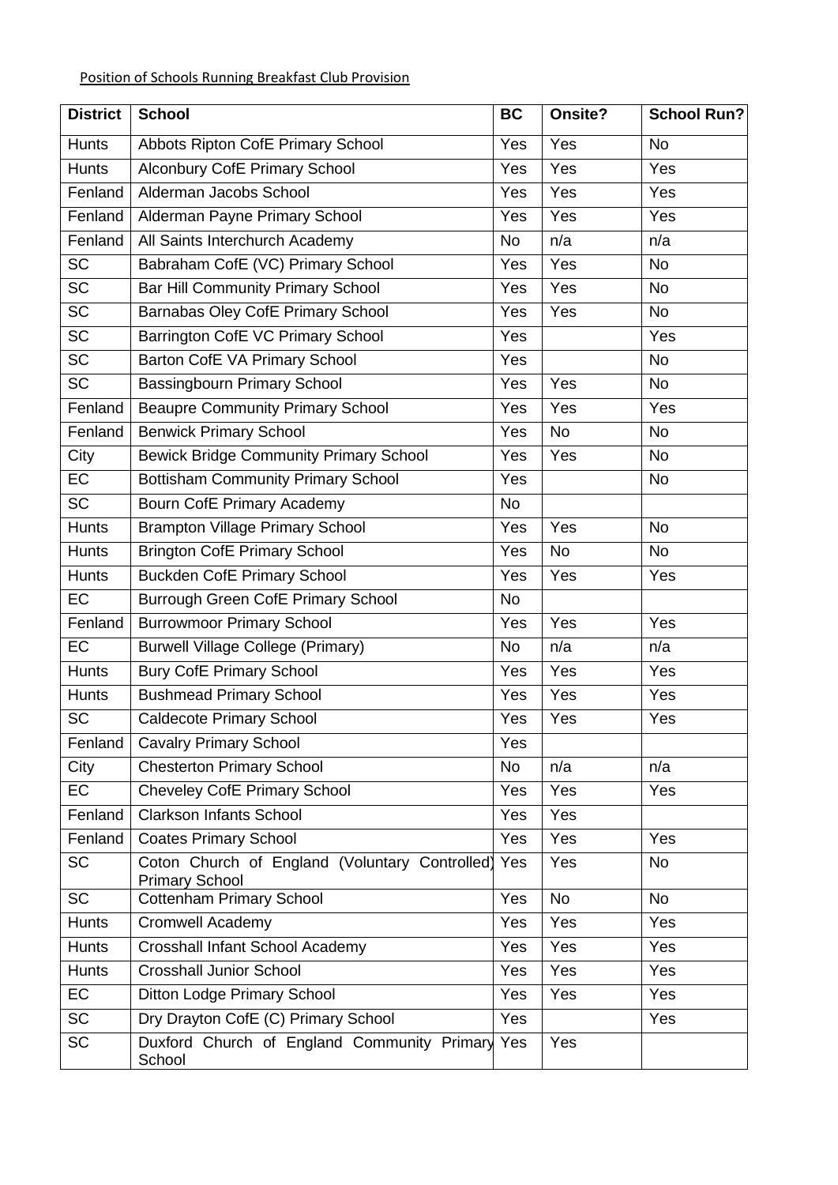Position of Schools Running Breakfast Club Provision

| District | School | BC | Onsite? | School Run? |
|---|---|---|---|---|
| Hunts | Abbots Ripton CofE Primary School | Yes | Yes | No |
| Hunts | Alconbury CofE Primary School | Yes | Yes | Yes |
| Fenland | Alderman Jacobs School | Yes | Yes | Yes |
| Fenland | Alderman Payne Primary School | Yes | Yes | Yes |
| Fenland | All Saints Interchurch Academy | No | n/a | n/a |
| SC | Babraham CofE (VC) Primary School | Yes | Yes | No |
| SC | Bar Hill Community Primary School | Yes | Yes | No |
| SC | Barnabas Oley CofE Primary School | Yes | Yes | No |
| SC | Barrington CofE VC Primary School | Yes | | Yes |
| SC | Barton CofE VA Primary School | Yes | | No |
| SC | Bassingbourn Primary School | Yes | Yes | No |
| Fenland | Beaupre Community Primary School | Yes | Yes | Yes |
| Fenland | Benwick Primary School | Yes | No | No |
| City | Bewick Bridge Community Primary School | Yes | Yes | No |
| EC | Bottisham Community Primary School | Yes | | No |
| SC | Bourn CofE Primary Academy | No | | |
| Hunts | Brampton Village Primary School | Yes | Yes | No |
| Hunts | Brington CofE Primary School | Yes | No | No |
| Hunts | Buckden CofE Primary School | Yes | Yes | Yes |
| EC | Burrough Green CofE Primary School | No | | |
| Fenland | Burrowmoor Primary School | Yes | Yes | Yes |
| EC | Burwell Village College (Primary) | No | n/a | n/a |
| Hunts | Bury CofE Primary School | Yes | Yes | Yes |
| Hunts | Bushmead Primary School | Yes | Yes | Yes |
| SC | Caldecote Primary School | Yes | Yes | Yes |
| Fenland | Cavalry Primary School | Yes | | |
| City | Chesterton Primary School | No | n/a | n/a |
| EC | Cheveley CofE Primary School | Yes | Yes | Yes |
| Fenland | Clarkson Infants School | Yes | Yes | |
| Fenland | Coates Primary School | Yes | Yes | Yes |
| SC | Coton Church of England (Voluntary Controlled) Primary School | Yes | Yes | No |
| SC | Cottenham Primary School | Yes | No | No |
| Hunts | Cromwell Academy | Yes | Yes | Yes |
| Hunts | Crosshall Infant School Academy | Yes | Yes | Yes |
| Hunts | Crosshall Junior School | Yes | Yes | Yes |
| EC | Ditton Lodge Primary School | Yes | Yes | Yes |
| SC | Dry Drayton CofE (C) Primary School | Yes | | Yes |
| SC | Duxford Church of England Community Primary School | Yes | Yes | |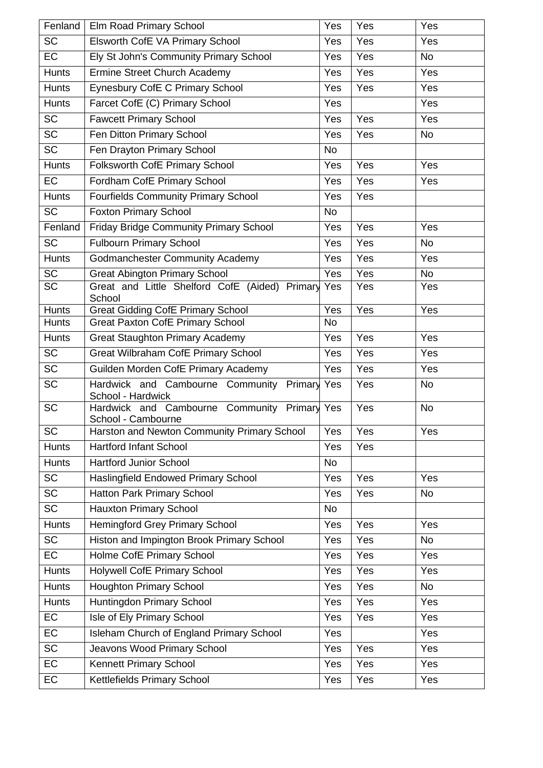| Fenland | Elm Road Primary School | Yes | Yes | Yes |
|---|---|---|---|---|
| SC | Elsworth CofE VA Primary School | Yes | Yes | Yes |
| EC | Ely St John's Community Primary School | Yes | Yes | No |
| Hunts | Ermine Street Church Academy | Yes | Yes | Yes |
| Hunts | Eynesbury CofE C Primary School | Yes | Yes | Yes |
| Hunts | Farcet CofE (C) Primary School | Yes | | Yes |
| SC | Fawcett Primary School | Yes | Yes | Yes |
| SC | Fen Ditton Primary School | Yes | Yes | No |
| SC | Fen Drayton Primary School | No | | |
| Hunts | Folksworth CofE Primary School | Yes | Yes | Yes |
| EC | Fordham CofE Primary School | Yes | Yes | Yes |
| Hunts | Fourfields Community Primary School | Yes | Yes | |
| SC | Foxton Primary School | No | | |
| Fenland | Friday Bridge Community Primary School | Yes | Yes | Yes |
| SC | Fulbourn Primary School | Yes | Yes | No |
| Hunts | Godmanchester Community Academy | Yes | Yes | Yes |
| SC | Great Abington Primary School | Yes | Yes | No |
| SC | Great and Little Shelford CofE (Aided) Primary School | Yes | Yes | Yes |
| Hunts | Great Gidding CofE Primary School | Yes | Yes | Yes |
| Hunts | Great Paxton CofE Primary School | No | | |
| Hunts | Great Staughton Primary Academy | Yes | Yes | Yes |
| SC | Great Wilbraham CofE Primary School | Yes | Yes | Yes |
| SC | Guilden Morden CofE Primary Academy | Yes | Yes | Yes |
| SC | Hardwick and Cambourne Community Primary School - Hardwick | Yes | Yes | No |
| SC | Hardwick and Cambourne Community Primary School - Cambourne | Yes | Yes | No |
| SC | Harston and Newton Community Primary School | Yes | Yes | Yes |
| Hunts | Hartford Infant School | Yes | Yes | |
| Hunts | Hartford Junior School | No | | |
| SC | Haslingfield Endowed Primary School | Yes | Yes | Yes |
| SC | Hatton Park Primary School | Yes | Yes | No |
| SC | Hauxton Primary School | No | | |
| Hunts | Hemingford Grey Primary School | Yes | Yes | Yes |
| SC | Histon and Impington Brook Primary School | Yes | Yes | No |
| EC | Holme CofE Primary School | Yes | Yes | Yes |
| Hunts | Holywell CofE Primary School | Yes | Yes | Yes |
| Hunts | Houghton Primary School | Yes | Yes | No |
| Hunts | Huntingdon Primary School | Yes | Yes | Yes |
| EC | Isle of Ely Primary School | Yes | Yes | Yes |
| EC | Isleham Church of England Primary School | Yes | | Yes |
| SC | Jeavons Wood Primary School | Yes | Yes | Yes |
| EC | Kennett Primary School | Yes | Yes | Yes |
| EC | Kettlefields Primary School | Yes | Yes | Yes |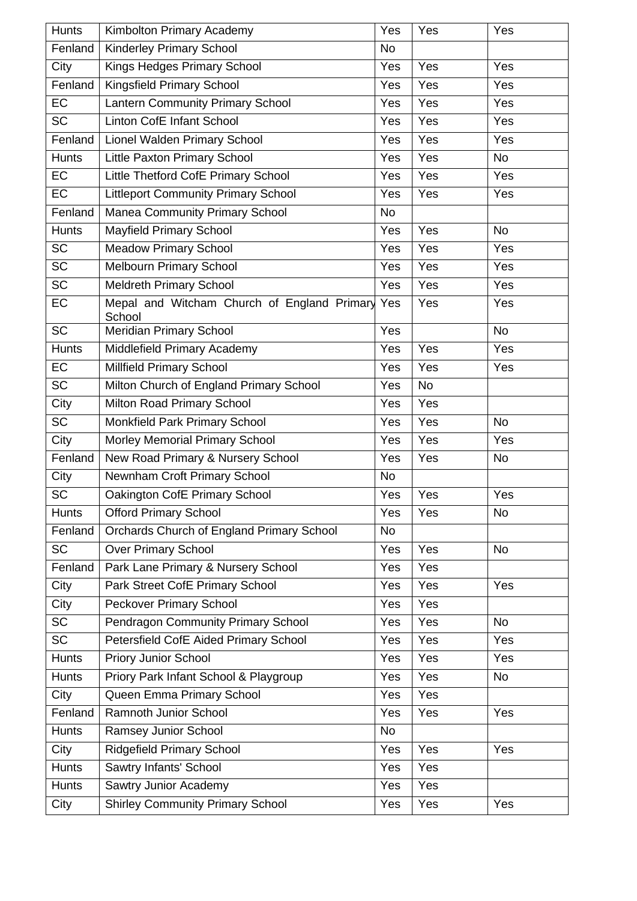| Hunts | Kimbolton Primary Academy | Yes | Yes | Yes |
|---|---|---|---|---|
| Fenland | Kinderley Primary School | No | | |
| City | Kings Hedges Primary School | Yes | Yes | Yes |
| Fenland | Kingsfield Primary School | Yes | Yes | Yes |
| EC | Lantern Community Primary School | Yes | Yes | Yes |
| SC | Linton CofE Infant School | Yes | Yes | Yes |
| Fenland | Lionel Walden Primary School | Yes | Yes | Yes |
| Hunts | Little Paxton Primary School | Yes | Yes | No |
| EC | Little Thetford CofE Primary School | Yes | Yes | Yes |
| EC | Littleport Community Primary School | Yes | Yes | Yes |
| Fenland | Manea Community Primary School | No | | |
| Hunts | Mayfield Primary School | Yes | Yes | No |
| SC | Meadow Primary School | Yes | Yes | Yes |
| SC | Melbourn Primary School | Yes | Yes | Yes |
| SC | Meldreth Primary School | Yes | Yes | Yes |
| EC | Mepal and Witcham Church of England Primary School | Yes | Yes | Yes |
| SC | Meridian Primary School | Yes | | No |
| Hunts | Middlefield Primary Academy | Yes | Yes | Yes |
| EC | Millfield Primary School | Yes | Yes | Yes |
| SC | Milton Church of England Primary School | Yes | No | |
| City | Milton Road Primary School | Yes | Yes | |
| SC | Monkfield Park Primary School | Yes | Yes | No |
| City | Morley Memorial Primary School | Yes | Yes | Yes |
| Fenland | New Road Primary & Nursery School | Yes | Yes | No |
| City | Newnham Croft Primary School | No | | |
| SC | Oakington CofE Primary School | Yes | Yes | Yes |
| Hunts | Offord Primary School | Yes | Yes | No |
| Fenland | Orchards Church of England Primary School | No | | |
| SC | Over Primary School | Yes | Yes | No |
| Fenland | Park Lane Primary & Nursery School | Yes | Yes | |
| City | Park Street CofE Primary School | Yes | Yes | Yes |
| City | Peckover Primary School | Yes | Yes | |
| SC | Pendragon Community Primary School | Yes | Yes | No |
| SC | Petersfield CofE Aided Primary School | Yes | Yes | Yes |
| Hunts | Priory Junior School | Yes | Yes | Yes |
| Hunts | Priory Park Infant School & Playgroup | Yes | Yes | No |
| City | Queen Emma Primary School | Yes | Yes | |
| Fenland | Ramnoth Junior School | Yes | Yes | Yes |
| Hunts | Ramsey Junior School | No | | |
| City | Ridgefield Primary School | Yes | Yes | Yes |
| Hunts | Sawtry Infants' School | Yes | Yes | |
| Hunts | Sawtry Junior Academy | Yes | Yes | |
| City | Shirley Community Primary School | Yes | Yes | Yes |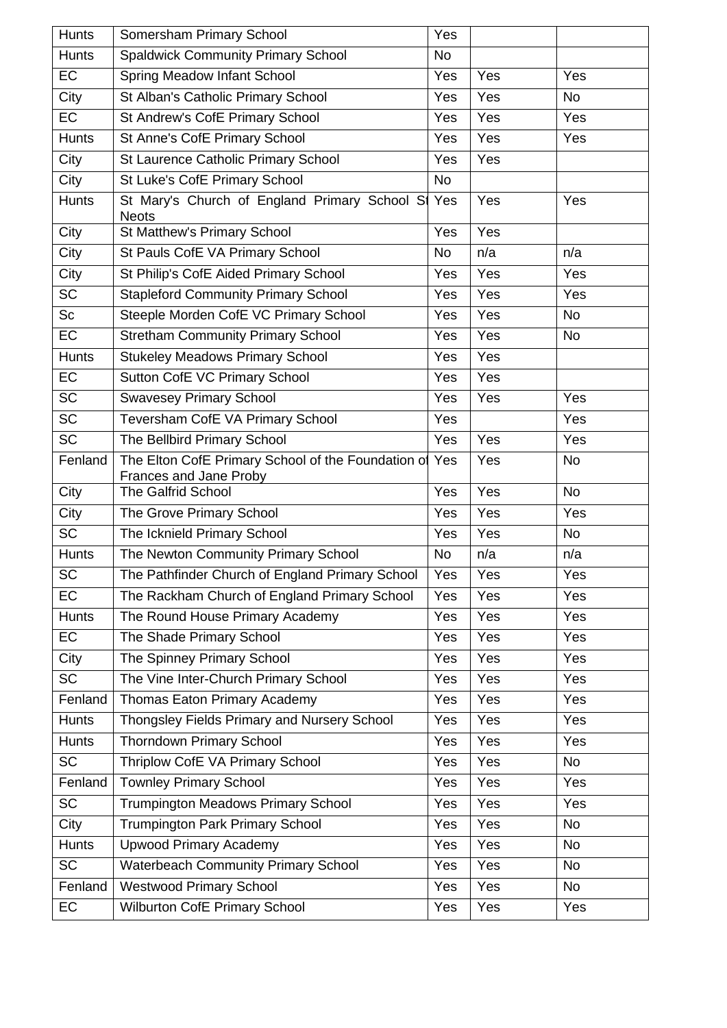| Hunts | Somersham Primary School | Yes | | |
|---|---|---|---|---|
| Hunts | Spaldwick Community Primary School | No | | |
| EC | Spring Meadow Infant School | Yes | Yes | Yes |
| City | St Alban's Catholic Primary School | Yes | Yes | No |
| EC | St Andrew's CofE Primary School | Yes | Yes | Yes |
| Hunts | St Anne's CofE Primary School | Yes | Yes | Yes |
| City | St Laurence Catholic Primary School | Yes | Yes | |
| City | St Luke's CofE Primary School | No | | |
| Hunts | St Mary's Church of England Primary School St Neots | Yes | Yes | Yes |
| City | St Matthew's Primary School | Yes | Yes | |
| City | St Pauls CofE VA Primary School | No | n/a | n/a |
| City | St Philip's CofE Aided Primary School | Yes | Yes | Yes |
| SC | Stapleford Community Primary School | Yes | Yes | Yes |
| Sc | Steeple Morden CofE VC Primary School | Yes | Yes | No |
| EC | Stretham Community Primary School | Yes | Yes | No |
| Hunts | Stukeley Meadows Primary School | Yes | Yes | |
| EC | Sutton CofE VC Primary School | Yes | Yes | |
| SC | Swavesey Primary School | Yes | Yes | Yes |
| SC | Teversham CofE VA Primary School | Yes | | Yes |
| SC | The Bellbird Primary School | Yes | Yes | Yes |
| Fenland | The Elton CofE Primary School of the Foundation of Frances and Jane Proby | Yes | Yes | No |
| City | The Galfrid School | Yes | Yes | No |
| City | The Grove Primary School | Yes | Yes | Yes |
| SC | The Icknield Primary School | Yes | Yes | No |
| Hunts | The Newton Community Primary School | No | n/a | n/a |
| SC | The Pathfinder Church of England Primary School | Yes | Yes | Yes |
| EC | The Rackham Church of England Primary School | Yes | Yes | Yes |
| Hunts | The Round House Primary Academy | Yes | Yes | Yes |
| EC | The Shade Primary School | Yes | Yes | Yes |
| City | The Spinney Primary School | Yes | Yes | Yes |
| SC | The Vine Inter-Church Primary School | Yes | Yes | Yes |
| Fenland | Thomas Eaton Primary Academy | Yes | Yes | Yes |
| Hunts | Thongsley Fields Primary and Nursery School | Yes | Yes | Yes |
| Hunts | Thorndown Primary School | Yes | Yes | Yes |
| SC | Thriplow CofE VA Primary School | Yes | Yes | No |
| Fenland | Townley Primary School | Yes | Yes | Yes |
| SC | Trumpington Meadows Primary School | Yes | Yes | Yes |
| City | Trumpington Park Primary School | Yes | Yes | No |
| Hunts | Upwood Primary Academy | Yes | Yes | No |
| SC | Waterbeach Community Primary School | Yes | Yes | No |
| Fenland | Westwood Primary School | Yes | Yes | No |
| EC | Wilburton CofE Primary School | Yes | Yes | Yes |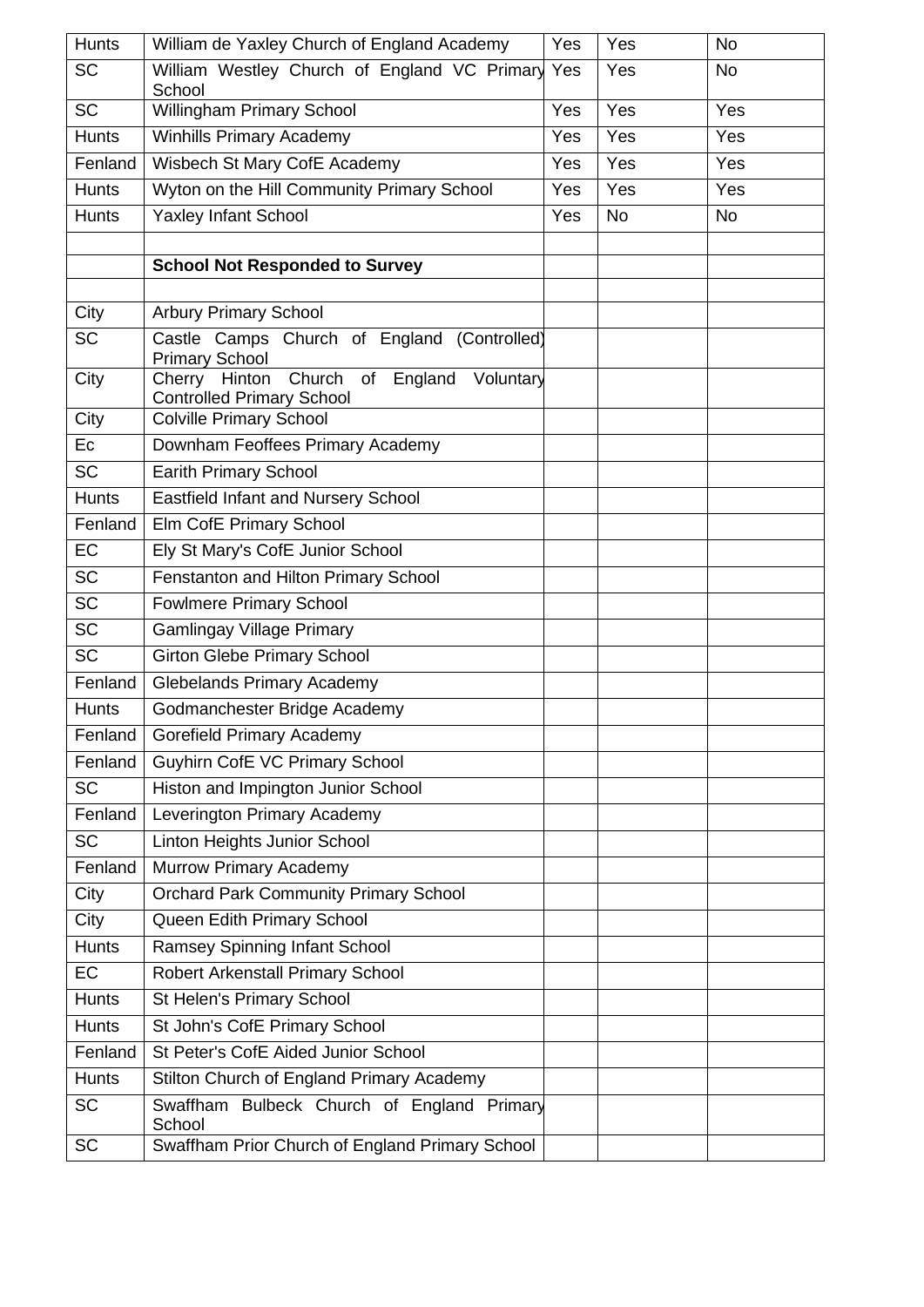| Hunts | William de Yaxley Church of England Academy | Yes | Yes | No |
|---|---|---|---|---|
| SC | William Westley Church of England VC Primary School | Yes | Yes | No |
| SC | Willingham Primary School | Yes | Yes | Yes |
| Hunts | Winhills Primary Academy | Yes | Yes | Yes |
| Fenland | Wisbech St Mary CofE Academy | Yes | Yes | Yes |
| Hunts | Wyton on the Hill Community Primary School | Yes | Yes | Yes |
| Hunts | Yaxley Infant School | Yes | No | No |
| | | | | |
| | **School Not Responded to Survey** | | | |
| | | | | |
| City | Arbury Primary School | | | |
| SC | Castle Camps Church of England (Controlled) Primary School | | | |
| City | Cherry Hinton Church of England Voluntary Controlled Primary School | | | |
| City | Colville Primary School | | | |
| Ec | Downham Feoffees Primary Academy | | | |
| SC | Earith Primary School | | | |
| Hunts | Eastfield Infant and Nursery School | | | |
| Fenland | Elm CofE Primary School | | | |
| EC | Ely St Mary's CofE Junior School | | | |
| SC | Fenstanton and Hilton Primary School | | | |
| SC | Fowlmere Primary School | | | |
| SC | Gamlingay Village Primary | | | |
| SC | Girton Glebe Primary School | | | |
| Fenland | Glebelands Primary Academy | | | |
| Hunts | Godmanchester Bridge Academy | | | |
| Fenland | Gorefield Primary Academy | | | |
| Fenland | Guyhirn CofE VC Primary School | | | |
| SC | Histon and Impington Junior School | | | |
| Fenland | Leverington Primary Academy | | | |
| SC | Linton Heights Junior School | | | |
| Fenland | Murrow Primary Academy | | | |
| City | Orchard Park Community Primary School | | | |
| City | Queen Edith Primary School | | | |
| Hunts | Ramsey Spinning Infant School | | | |
| EC | Robert Arkenstall Primary School | | | |
| Hunts | St Helen's Primary School | | | |
| Hunts | St John's CofE Primary School | | | |
| Fenland | St Peter's CofE Aided Junior School | | | |
| Hunts | Stilton Church of England Primary Academy | | | |
| SC | Swaffham Bulbeck Church of England Primary School | | | |
| SC | Swaffham Prior Church of England Primary School | | | |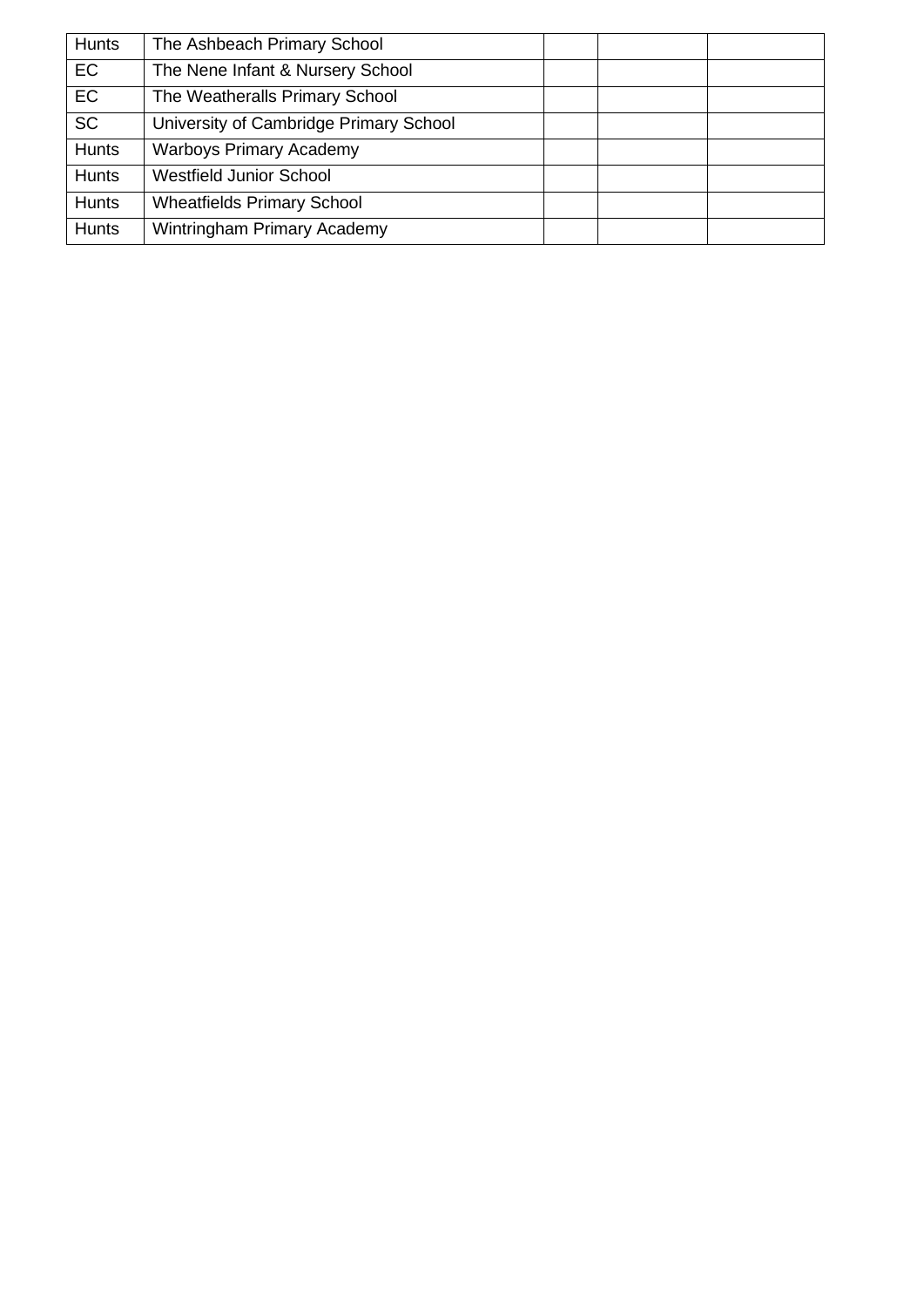| | | | | |
|---|---|---|---|---|
| Hunts | The Ashbeach Primary School | | | |
| EC | The Nene Infant & Nursery School | | | |
| EC | The Weatheralls Primary School | | | |
| SC | University of Cambridge Primary School | | | |
| Hunts | Warboys Primary Academy | | | |
| Hunts | Westfield Junior School | | | |
| Hunts | Wheatfields Primary School | | | |
| Hunts | Wintringham Primary Academy | | | |